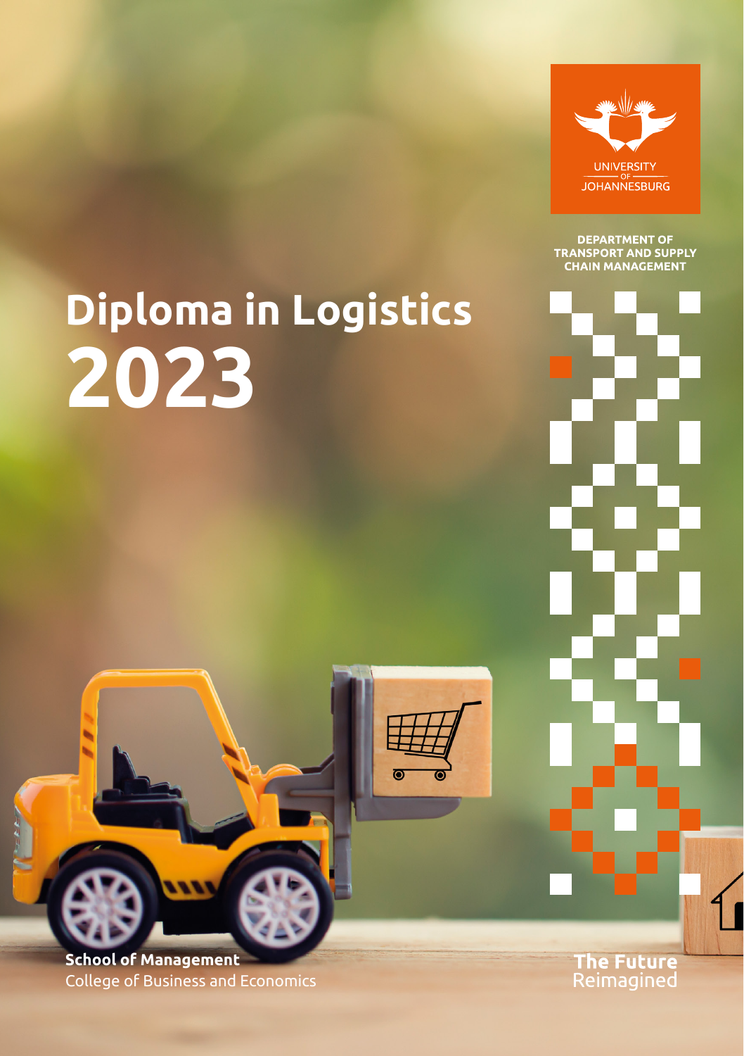UNIVERSITY OF JOHANNESBURG

DEPARTMENT OF TRANSPORT AND SUPPLY CHAIN MANAGEMENT

# Diploma in Logistics 2023

**School of Management**
College of Business and Economics

**The Future** Reimagined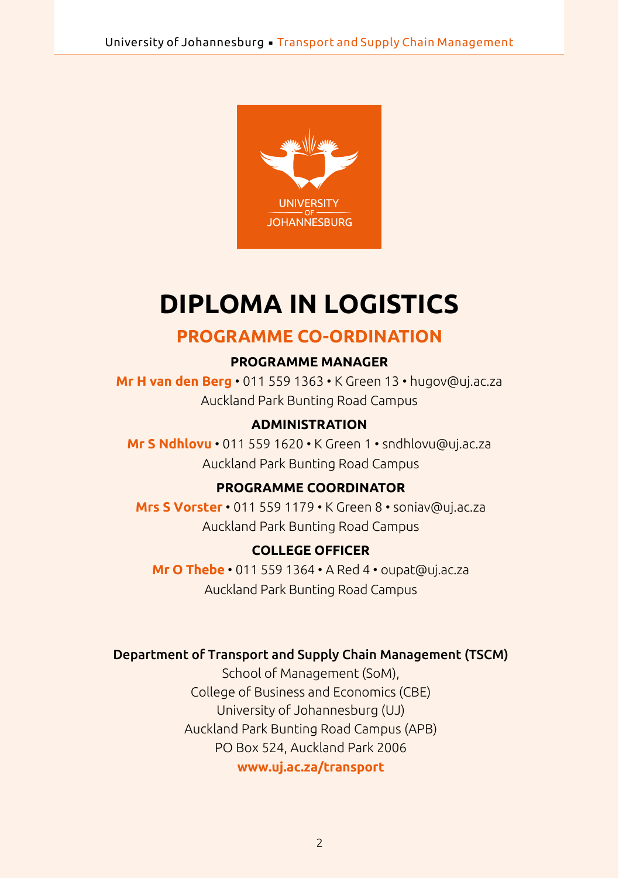# DIPLOMA IN LOGISTICS

## PROGRAMME CO-ORDINATION

### PROGRAMME MANAGER

**Mr H van den Berg** • 011 559 1363 • K Green 13 • hugov@uj.ac.za
Auckland Park Bunting Road Campus

### ADMINISTRATION

**Mr S Ndhlovu** • 011 559 1620 • K Green 1 • sndhlovu@uj.ac.za
Auckland Park Bunting Road Campus

### PROGRAMME COORDINATOR

**Mrs S Vorster** • 011 559 1179 • K Green 8 • soniav@uj.ac.za
Auckland Park Bunting Road Campus

### COLLEGE OFFICER

**Mr O Thebe** • 011 559 1364 • A Red 4 • oupat@uj.ac.za
Auckland Park Bunting Road Campus

Department of Transport and Supply Chain Management (TSCM)
School of Management (SoM),
College of Business and Economics (CBE)
University of Johannesburg (UJ)
Auckland Park Bunting Road Campus (APB)
PO Box 524, Auckland Park 2006
**www.uj.ac.za/transport**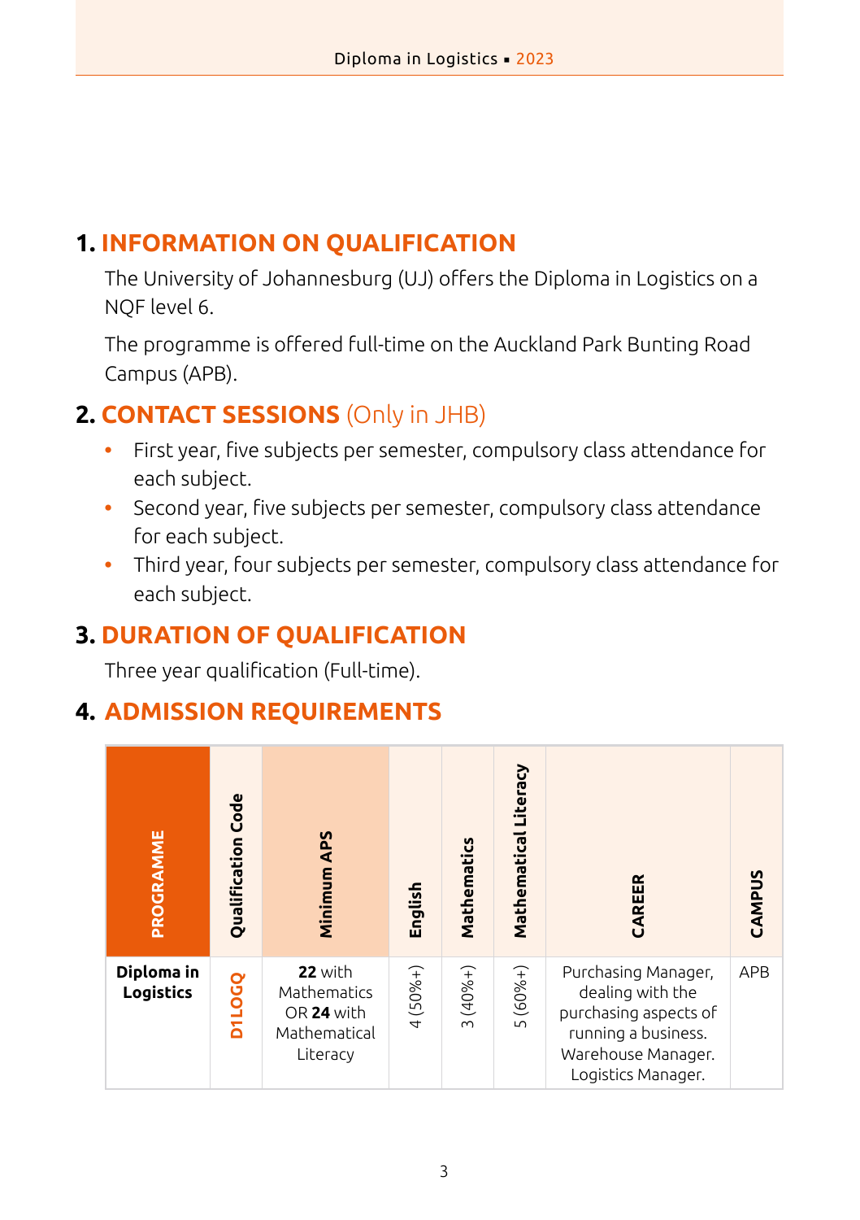## 1. INFORMATION ON QUALIFICATION

The University of Johannesburg (UJ) offers the Diploma in Logistics on a NQF level 6.

The programme is offered full-time on the Auckland Park Bunting Road Campus (APB).

## 2. CONTACT SESSIONS (Only in JHB)

- First year, five subjects per semester, compulsory class attendance for each subject.
- Second year, five subjects per semester, compulsory class attendance for each subject.
- Third year, four subjects per semester, compulsory class attendance for each subject.

## 3. DURATION OF QUALIFICATION

Three year qualification (Full-time).

## 4. ADMISSION REQUIREMENTS

| PROGRAMME | Qualification Code | Minimum APS | English | Mathematics | Mathematical Literacy | CAREER | CAMPUS |
|---|---|---|---|---|---|---|---|
| **Diploma in Logistics** | D1LOGQ | **22** with Mathematics OR **24** with Mathematical Literacy | 4 (50%+) | 3 (40%+) | 5 (60%+) | Purchasing Manager, dealing with the purchasing aspects of running a business. Warehouse Manager. Logistics Manager. | APB |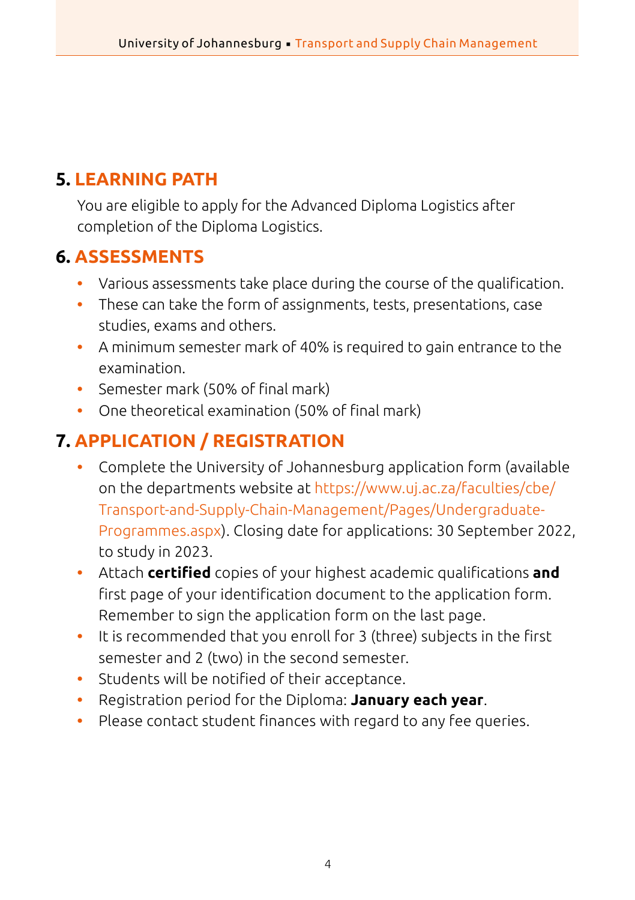## 5. LEARNING PATH

You are eligible to apply for the Advanced Diploma Logistics after completion of the Diploma Logistics.

## 6. ASSESSMENTS

- Various assessments take place during the course of the qualification.
- These can take the form of assignments, tests, presentations, case studies, exams and others.
- A minimum semester mark of 40% is required to gain entrance to the examination.
- Semester mark (50% of final mark)
- One theoretical examination (50% of final mark)

## 7. APPLICATION / REGISTRATION

- Complete the University of Johannesburg application form (available on the departments website at https://www.uj.ac.za/faculties/cbe/Transport-and-Supply-Chain-Management/Pages/Undergraduate-Programmes.aspx). Closing date for applications: 30 September 2022, to study in 2023.
- Attach **certified** copies of your highest academic qualifications **and** first page of your identification document to the application form. Remember to sign the application form on the last page.
- It is recommended that you enroll for 3 (three) subjects in the first semester and 2 (two) in the second semester.
- Students will be notified of their acceptance.
- Registration period for the Diploma: **January each year**.
- Please contact student finances with regard to any fee queries.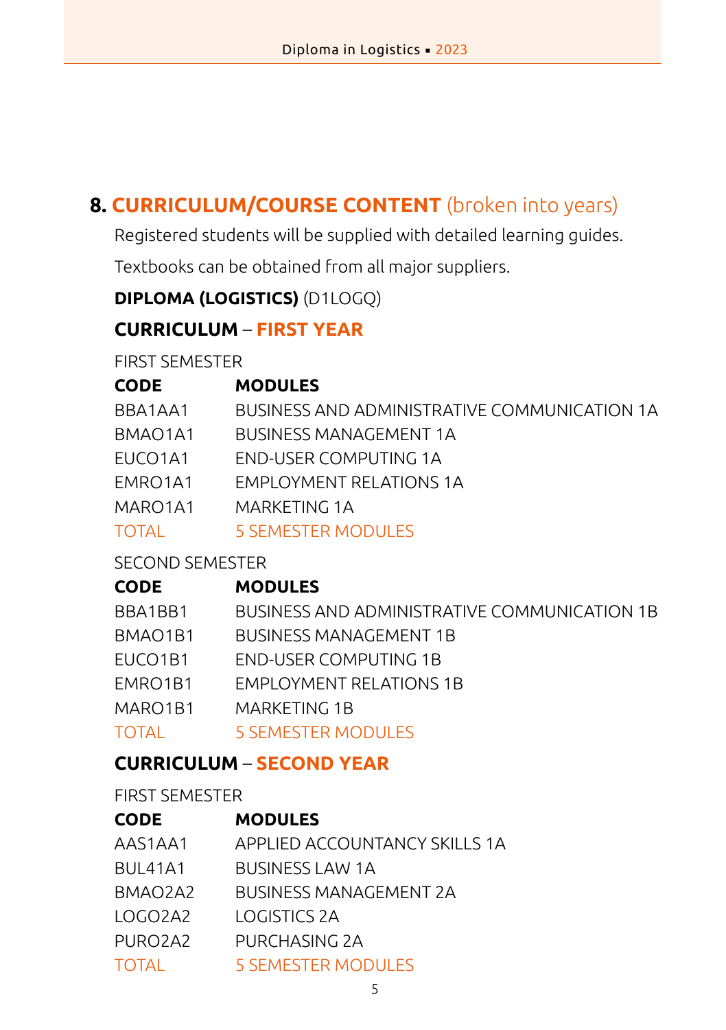## 8. CURRICULUM/COURSE CONTENT (broken into years)

Registered students will be supplied with detailed learning guides.

Textbooks can be obtained from all major suppliers.

**DIPLOMA (LOGISTICS)** (D1LOGQ)

### CURRICULUM – FIRST YEAR

FIRST SEMESTER

| CODE | MODULES |
|---|---|
| BBA1AA1 | BUSINESS AND ADMINISTRATIVE COMMUNICATION 1A |
| BMAO1A1 | BUSINESS MANAGEMENT 1A |
| EUCO1A1 | END-USER COMPUTING 1A |
| EMRO1A1 | EMPLOYMENT RELATIONS 1A |
| MARO1A1 | MARKETING 1A |
| TOTAL | 5 SEMESTER MODULES |

SECOND SEMESTER

| CODE | MODULES |
|---|---|
| BBA1BB1 | BUSINESS AND ADMINISTRATIVE COMMUNICATION 1B |
| BMAO1B1 | BUSINESS MANAGEMENT 1B |
| EUCO1B1 | END-USER COMPUTING 1B |
| EMRO1B1 | EMPLOYMENT RELATIONS 1B |
| MARO1B1 | MARKETING 1B |
| TOTAL | 5 SEMESTER MODULES |

### CURRICULUM – SECOND YEAR

FIRST SEMESTER

| CODE | MODULES |
|---|---|
| AAS1AA1 | APPLIED ACCOUNTANCY SKILLS 1A |
| BUL41A1 | BUSINESS LAW 1A |
| BMAO2A2 | BUSINESS MANAGEMENT 2A |
| LOGO2A2 | LOGISTICS 2A |
| PURO2A2 | PURCHASING 2A |
| TOTAL | 5 SEMESTER MODULES |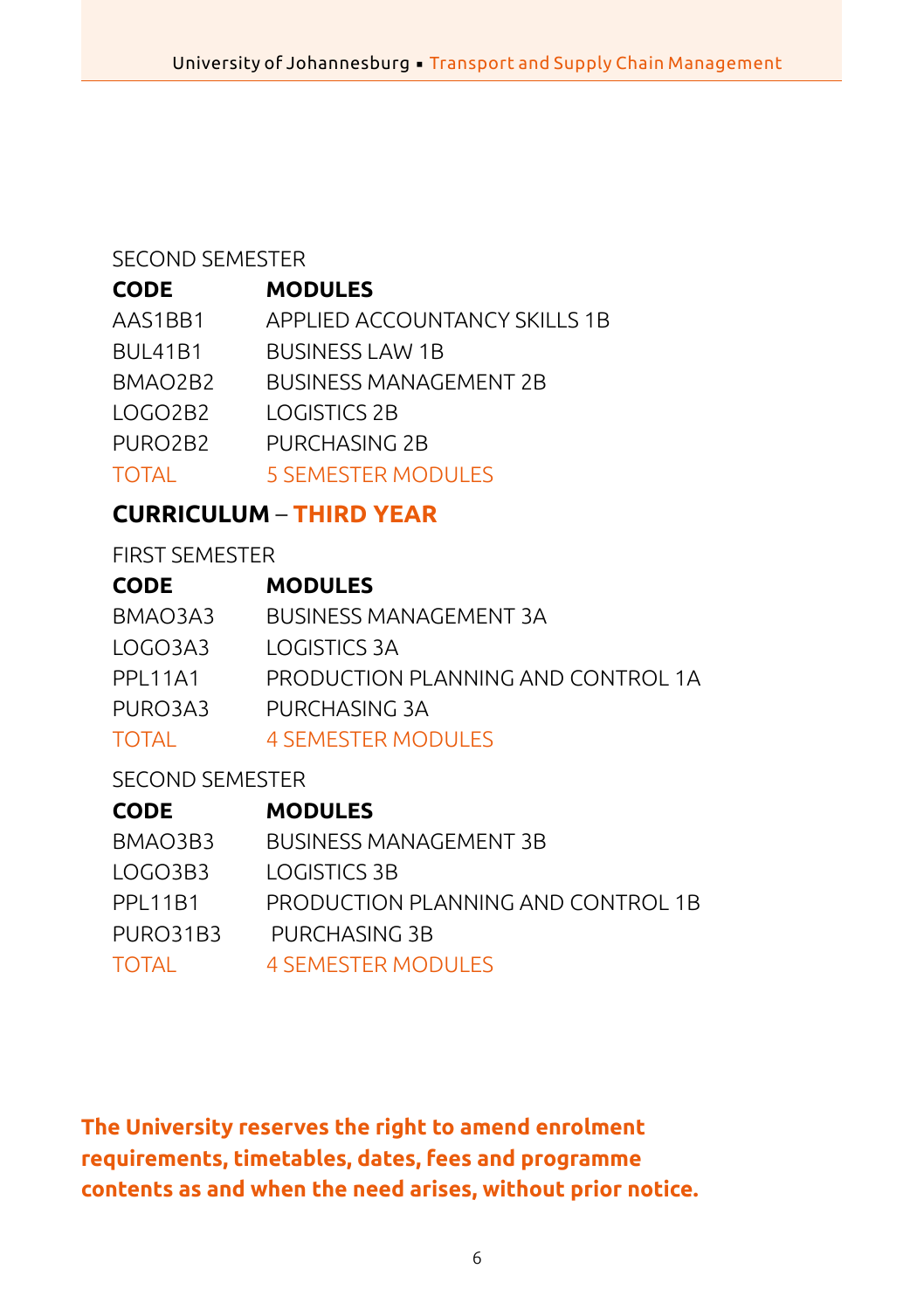SECOND SEMESTER

| CODE | MODULES |
|---|---|
| AAS1BB1 | APPLIED ACCOUNTANCY SKILLS 1B |
| BUL41B1 | BUSINESS LAW 1B |
| BMAO2B2 | BUSINESS MANAGEMENT 2B |
| LOGO2B2 | LOGISTICS 2B |
| PURO2B2 | PURCHASING 2B |
| TOTAL | 5 SEMESTER MODULES |

## CURRICULUM – THIRD YEAR

FIRST SEMESTER

| CODE | MODULES |
|---|---|
| BMAO3A3 | BUSINESS MANAGEMENT 3A |
| LOGO3A3 | LOGISTICS 3A |
| PPL11A1 | PRODUCTION PLANNING AND CONTROL 1A |
| PURO3A3 | PURCHASING 3A |
| TOTAL | 4 SEMESTER MODULES |

SECOND SEMESTER

| CODE | MODULES |
|---|---|
| BMAO3B3 | BUSINESS MANAGEMENT 3B |
| LOGO3B3 | LOGISTICS 3B |
| PPL11B1 | PRODUCTION PLANNING AND CONTROL 1B |
| PURO31B3 | PURCHASING 3B |
| TOTAL | 4 SEMESTER MODULES |

**The University reserves the right to amend enrolment requirements, timetables, dates, fees and programme contents as and when the need arises, without prior notice.**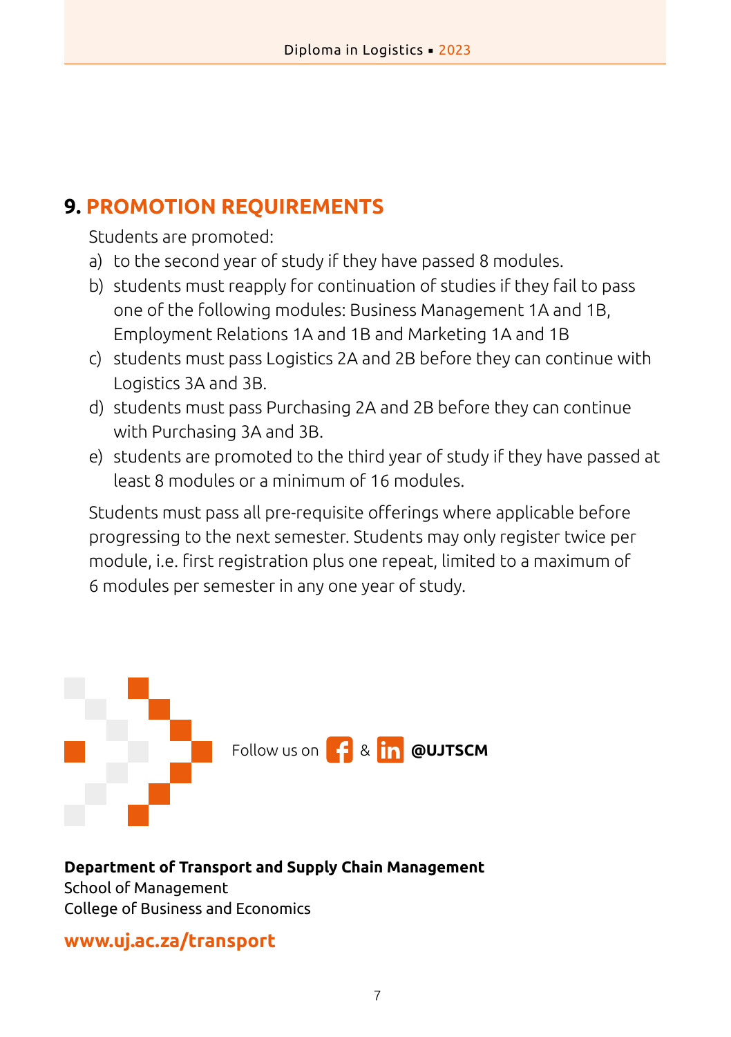## 9. PROMOTION REQUIREMENTS

Students are promoted:

a) to the second year of study if they have passed 8 modules.
b) students must reapply for continuation of studies if they fail to pass one of the following modules: Business Management 1A and 1B, Employment Relations 1A and 1B and Marketing 1A and 1B
c) students must pass Logistics 2A and 2B before they can continue with Logistics 3A and 3B.
d) students must pass Purchasing 2A and 2B before they can continue with Purchasing 3A and 3B.
e) students are promoted to the third year of study if they have passed at least 8 modules or a minimum of 16 modules.

Students must pass all pre-requisite offerings where applicable before progressing to the next semester. Students may only register twice per module, i.e. first registration plus one repeat, limited to a maximum of 6 modules per semester in any one year of study.

Follow us on Facebook & LinkedIn **@UJTSCM**

**Department of Transport and Supply Chain Management**
School of Management
College of Business and Economics

**www.uj.ac.za/transport**